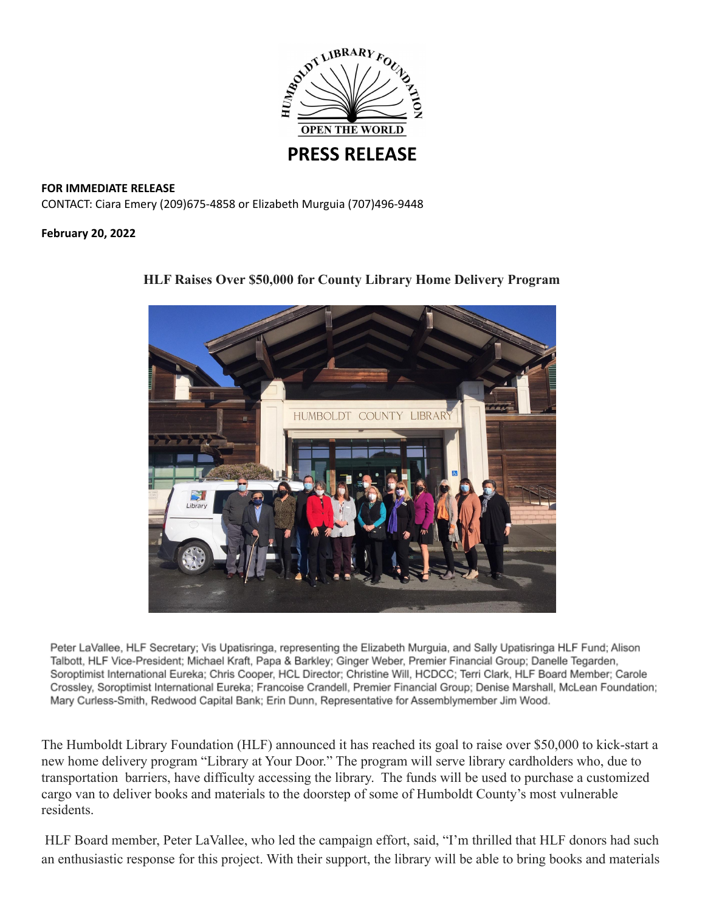# PRESS RELEASE

**FOR IMMEDIATE RELEASE**
CONTACT: Ciara Emery (209)675-4858 or Elizabeth Murguia (707)496-9448

**February 20, 2022**

## HLF Raises Over $50,000 for County Library Home Delivery Program

Peter LaVallee, HLF Secretary; Vis Upatisringa, representing the Elizabeth Murguia, and Sally Upatisringa HLF Fund; Alison Talbott, HLF Vice-President; Michael Kraft, Papa & Barkley; Ginger Weber, Premier Financial Group; Danelle Tegarden, Soroptimist International Eureka; Chris Cooper, HCL Director; Christine Will, HCDCC; Terri Clark, HLF Board Member; Carole Crossley, Soroptimist International Eureka; Francoise Crandell, Premier Financial Group; Denise Marshall, McLean Foundation; Mary Curless-Smith, Redwood Capital Bank; Erin Dunn, Representative for Assemblymember Jim Wood.

The Humboldt Library Foundation (HLF) announced it has reached its goal to raise over $50,000 to kick-start a new home delivery program "Library at Your Door." The program will serve library cardholders who, due to transportation barriers, have difficulty accessing the library. The funds will be used to purchase a customized cargo van to deliver books and materials to the doorstep of some of Humboldt County's most vulnerable residents.

HLF Board member, Peter LaVallee, who led the campaign effort, said, "I'm thrilled that HLF donors had such an enthusiastic response for this project. With their support, the library will be able to bring books and materials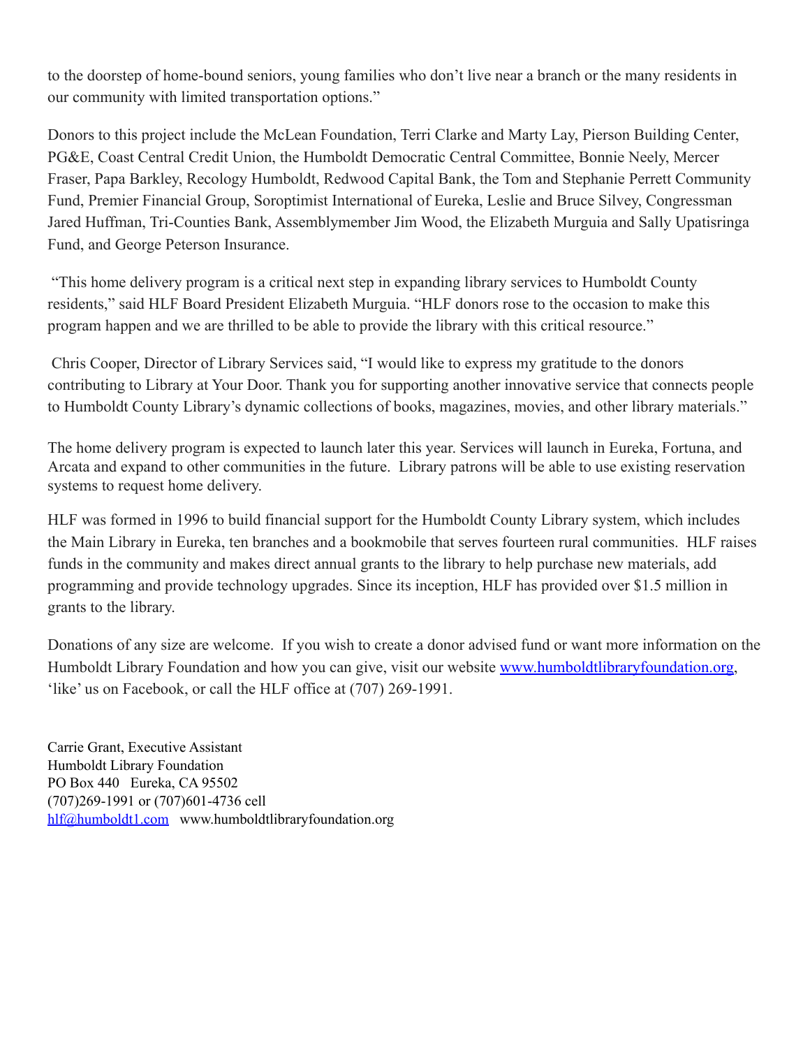to the doorstep of home-bound seniors, young families who don't live near a branch or the many residents in our community with limited transportation options."

Donors to this project include the McLean Foundation, Terri Clarke and Marty Lay, Pierson Building Center, PG&E, Coast Central Credit Union, the Humboldt Democratic Central Committee, Bonnie Neely, Mercer Fraser, Papa Barkley, Recology Humboldt, Redwood Capital Bank, the Tom and Stephanie Perrett Community Fund, Premier Financial Group, Soroptimist International of Eureka, Leslie and Bruce Silvey, Congressman Jared Huffman, Tri-Counties Bank, Assemblymember Jim Wood, the Elizabeth Murguia and Sally Upatisringa Fund, and George Peterson Insurance.

"This home delivery program is a critical next step in expanding library services to Humboldt County residents," said HLF Board President Elizabeth Murguia. "HLF donors rose to the occasion to make this program happen and we are thrilled to be able to provide the library with this critical resource."

Chris Cooper, Director of Library Services said, "I would like to express my gratitude to the donors contributing to Library at Your Door. Thank you for supporting another innovative service that connects people to Humboldt County Library's dynamic collections of books, magazines, movies, and other library materials."

The home delivery program is expected to launch later this year. Services will launch in Eureka, Fortuna, and Arcata and expand to other communities in the future. Library patrons will be able to use existing reservation systems to request home delivery.

HLF was formed in 1996 to build financial support for the Humboldt County Library system, which includes the Main Library in Eureka, ten branches and a bookmobile that serves fourteen rural communities. HLF raises funds in the community and makes direct annual grants to the library to help purchase new materials, add programming and provide technology upgrades. Since its inception, HLF has provided over $1.5 million in grants to the library.

Donations of any size are welcome. If you wish to create a donor advised fund or want more information on the Humboldt Library Foundation and how you can give, visit our website [www.humboldtlibraryfoundation.org](http://www.humboldtlibraryfoundation.org), 'like' us on Facebook, or call the HLF office at (707) 269-1991.

Carrie Grant, Executive Assistant
Humboldt Library Foundation
PO Box 440 Eureka, CA 95502
(707)269-1991 or (707)601-4736 cell
[hlf@humboldt1.com](mailto:hlf@humboldt1.com) www.humboldtlibraryfoundation.org